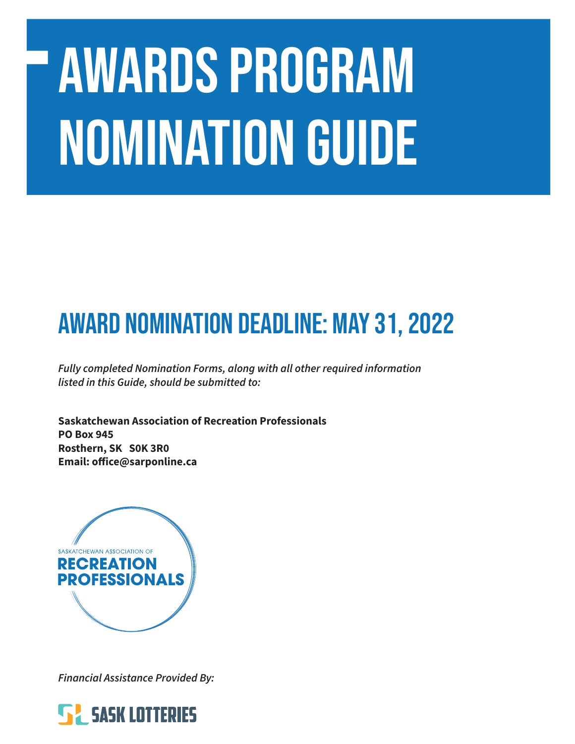# AWARDS PROGRAM NOMINATION GUIDE

## AWARD NOMINATION DEADLINE: MAY 31, 2022

*Fully completed Nomination Forms, along with all other required information listed in this Guide, should be submitted to:*

**Saskatchewan Association of Recreation Professionals**
**PO Box 945**
**Rosthern, SK S0K 3R0**
**Email: office@sarponline.ca**

SASKATCHEWAN ASSOCIATION OF
RECREATION
PROFESSIONALS

*Financial Assistance Provided By:*

SASK LOTTERIES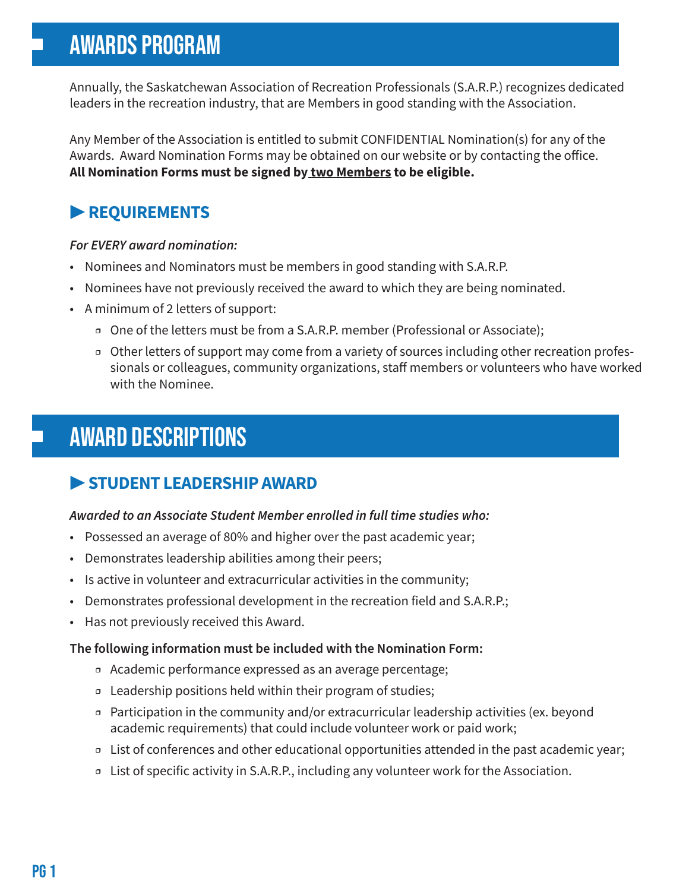# AWARDS PROGRAM

Annually, the Saskatchewan Association of Recreation Professionals (S.A.R.P.) recognizes dedicated leaders in the recreation industry, that are Members in good standing with the Association.

Any Member of the Association is entitled to submit CONFIDENTIAL Nomination(s) for any of the Awards. Award Nomination Forms may be obtained on our website or by contacting the office. **All Nomination Forms must be signed by <u>two Members</u> to be eligible.**

## ▶ REQUIREMENTS

***For EVERY award nomination:***

- Nominees and Nominators must be members in good standing with S.A.R.P.
- Nominees have not previously received the award to which they are being nominated.
- A minimum of 2 letters of support:
  - One of the letters must be from a S.A.R.P. member (Professional or Associate);
  - Other letters of support may come from a variety of sources including other recreation professionals or colleagues, community organizations, staff members or volunteers who have worked with the Nominee.

# AWARD DESCRIPTIONS

## ▶ STUDENT LEADERSHIP AWARD

***Awarded to an Associate Student Member enrolled in full time studies who:***

- Possessed an average of 80% and higher over the past academic year;
- Demonstrates leadership abilities among their peers;
- Is active in volunteer and extracurricular activities in the community;
- Demonstrates professional development in the recreation field and S.A.R.P.;
- Has not previously received this Award.

**The following information must be included with the Nomination Form:**

- Academic performance expressed as an average percentage;
- Leadership positions held within their program of studies;
- Participation in the community and/or extracurricular leadership activities (ex. beyond academic requirements) that could include volunteer work or paid work;
- List of conferences and other educational opportunities attended in the past academic year;
- List of specific activity in S.A.R.P., including any volunteer work for the Association.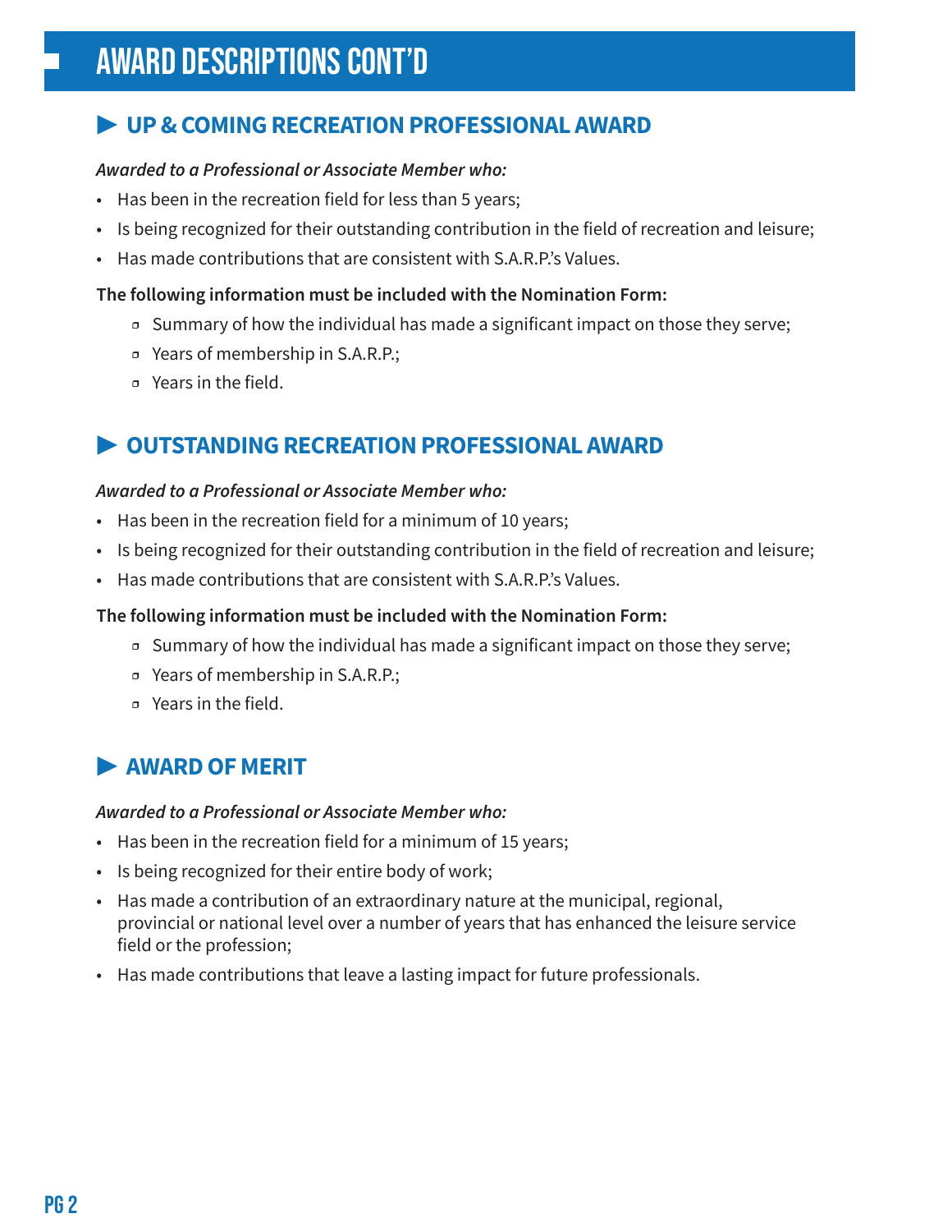# AWARD DESCRIPTIONS CONT'D

## ▶ UP & COMING RECREATION PROFESSIONAL AWARD

***Awarded to a Professional or Associate Member who:***

- Has been in the recreation field for less than 5 years;
- Is being recognized for their outstanding contribution in the field of recreation and leisure;
- Has made contributions that are consistent with S.A.R.P.'s Values.

**The following information must be included with the Nomination Form:**

- Summary of how the individual has made a significant impact on those they serve;
- Years of membership in S.A.R.P.;
- Years in the field.

## ▶ OUTSTANDING RECREATION PROFESSIONAL AWARD

***Awarded to a Professional or Associate Member who:***

- Has been in the recreation field for a minimum of 10 years;
- Is being recognized for their outstanding contribution in the field of recreation and leisure;
- Has made contributions that are consistent with S.A.R.P.'s Values.

**The following information must be included with the Nomination Form:**

- Summary of how the individual has made a significant impact on those they serve;
- Years of membership in S.A.R.P.;
- Years in the field.

## ▶ AWARD OF MERIT

***Awarded to a Professional or Associate Member who:***

- Has been in the recreation field for a minimum of 15 years;
- Is being recognized for their entire body of work;
- Has made a contribution of an extraordinary nature at the municipal, regional, provincial or national level over a number of years that has enhanced the leisure service field or the profession;
- Has made contributions that leave a lasting impact for future professionals.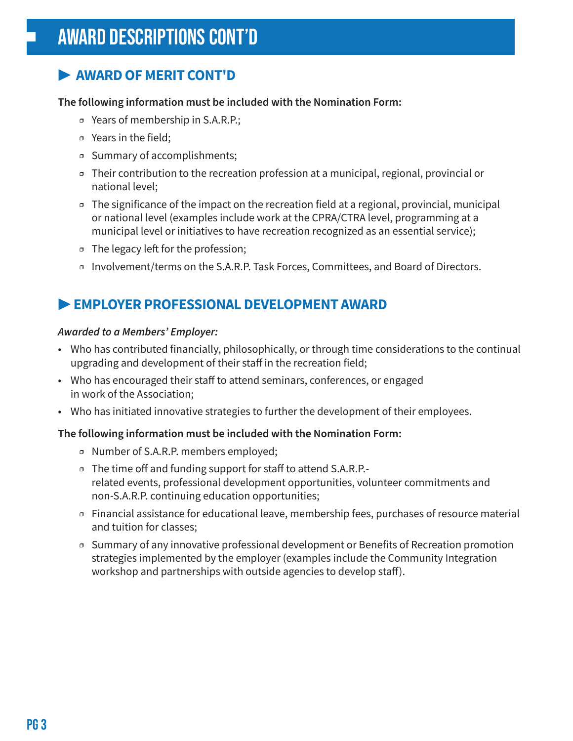# AWARD DESCRIPTIONS CONT'D

## ▶ AWARD OF MERIT CONT'D

**The following information must be included with the Nomination Form:**

- Years of membership in S.A.R.P.;
- Years in the field;
- Summary of accomplishments;
- Their contribution to the recreation profession at a municipal, regional, provincial or national level;
- The significance of the impact on the recreation field at a regional, provincial, municipal or national level (examples include work at the CPRA/CTRA level, programming at a municipal level or initiatives to have recreation recognized as an essential service);
- The legacy left for the profession;
- Involvement/terms on the S.A.R.P. Task Forces, Committees, and Board of Directors.

## ▶ EMPLOYER PROFESSIONAL DEVELOPMENT AWARD

***Awarded to a Members' Employer:***

- Who has contributed financially, philosophically, or through time considerations to the continual upgrading and development of their staff in the recreation field;
- Who has encouraged their staff to attend seminars, conferences, or engaged in work of the Association;
- Who has initiated innovative strategies to further the development of their employees.

**The following information must be included with the Nomination Form:**

- Number of S.A.R.P. members employed;
- The time off and funding support for staff to attend S.A.R.P.-related events, professional development opportunities, volunteer commitments and non-S.A.R.P. continuing education opportunities;
- Financial assistance for educational leave, membership fees, purchases of resource material and tuition for classes;
- Summary of any innovative professional development or Benefits of Recreation promotion strategies implemented by the employer (examples include the Community Integration workshop and partnerships with outside agencies to develop staff).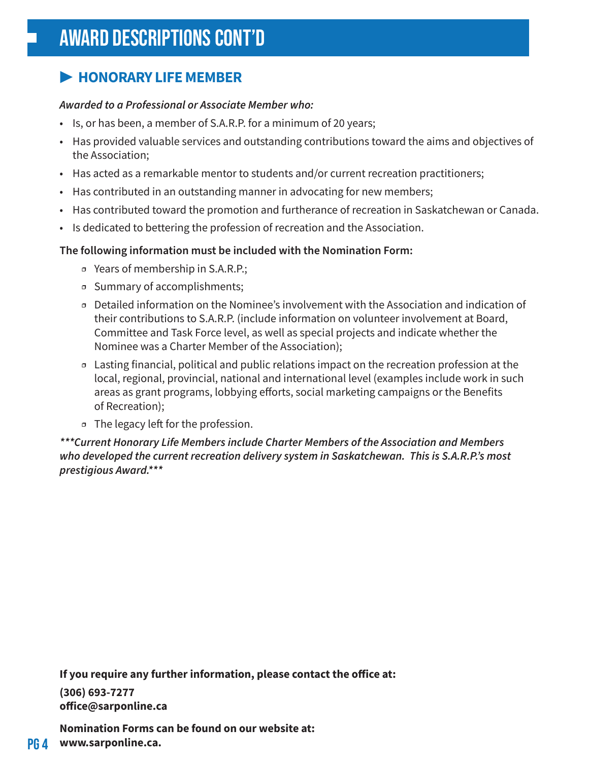# AWARD DESCRIPTIONS CONT'D

## HONORARY LIFE MEMBER

***Awarded to a Professional or Associate Member who:***

- Is, or has been, a member of S.A.R.P. for a minimum of 20 years;
- Has provided valuable services and outstanding contributions toward the aims and objectives of the Association;
- Has acted as a remarkable mentor to students and/or current recreation practitioners;
- Has contributed in an outstanding manner in advocating for new members;
- Has contributed toward the promotion and furtherance of recreation in Saskatchewan or Canada.
- Is dedicated to bettering the profession of recreation and the Association.

**The following information must be included with the Nomination Form:**

- Years of membership in S.A.R.P.;
- Summary of accomplishments;
- Detailed information on the Nominee's involvement with the Association and indication of their contributions to S.A.R.P. (include information on volunteer involvement at Board, Committee and Task Force level, as well as special projects and indicate whether the Nominee was a Charter Member of the Association);
- Lasting financial, political and public relations impact on the recreation profession at the local, regional, provincial, national and international level (examples include work in such areas as grant programs, lobbying efforts, social marketing campaigns or the Benefits of Recreation);
- The legacy left for the profession.

***\*\*\*Current Honorary Life Members include Charter Members of the Association and Members who developed the current recreation delivery system in Saskatchewan. This is S.A.R.P.'s most prestigious Award.\*\*\****

**If you require any further information, please contact the office at:**

**(306) 693-7277**
**office@sarponline.ca**

**Nomination Forms can be found on our website at:**
**www.sarponline.ca.**